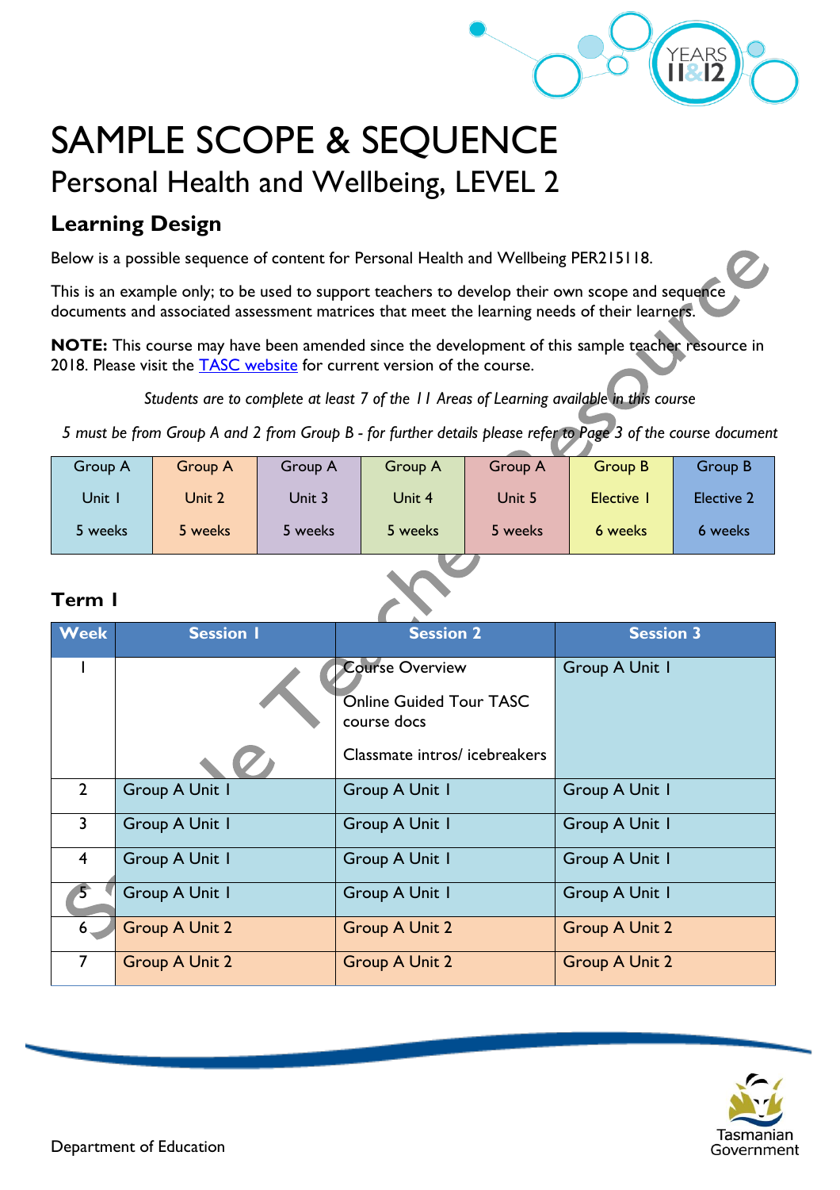# SAMPLE SCOPE & SEQUENCE

## Personal Health and Wellbeing, LEVEL 2

### Learning Design

Below is a possible sequence of content for Personal Health and Wellbeing PER215118.

This is an example only; to be used to support teachers to develop their own scope and sequence documents and associated assessment matrices that meet the learning needs of their learners.

**NOTE:** This course may have been amended since the development of this sample teacher resource in 2018. Please visit the [TASC website]() for current version of the course.

*Students are to complete at least 7 of the 11 Areas of Learning available in this course*

*5 must be from Group A and 2 from Group B - for further details please refer to Page 3 of the course document*

| Group A | Group A | Group A | Group A | Group A | Group B | Group B |
|---|---|---|---|---|---|---|
| Unit 1 | Unit 2 | Unit 3 | Unit 4 | Unit 5 | Elective 1 | Elective 2 |
| 5 weeks | 5 weeks | 5 weeks | 5 weeks | 5 weeks | 6 weeks | 6 weeks |

### Term 1

| Week | Session 1 | Session 2 | Session 3 |
|---|---|---|---|
| 1 | | Course Overview<br><br>Online Guided Tour TASC course docs<br><br>Classmate intros/ icebreakers | Group A Unit 1 |
| 2 | Group A Unit 1 | Group A Unit 1 | Group A Unit 1 |
| 3 | Group A Unit 1 | Group A Unit 1 | Group A Unit 1 |
| 4 | Group A Unit 1 | Group A Unit 1 | Group A Unit 1 |
| 5 | Group A Unit 1 | Group A Unit 1 | Group A Unit 1 |
| 6 | Group A Unit 2 | Group A Unit 2 | Group A Unit 2 |
| 7 | Group A Unit 2 | Group A Unit 2 | Group A Unit 2 |

Department of Education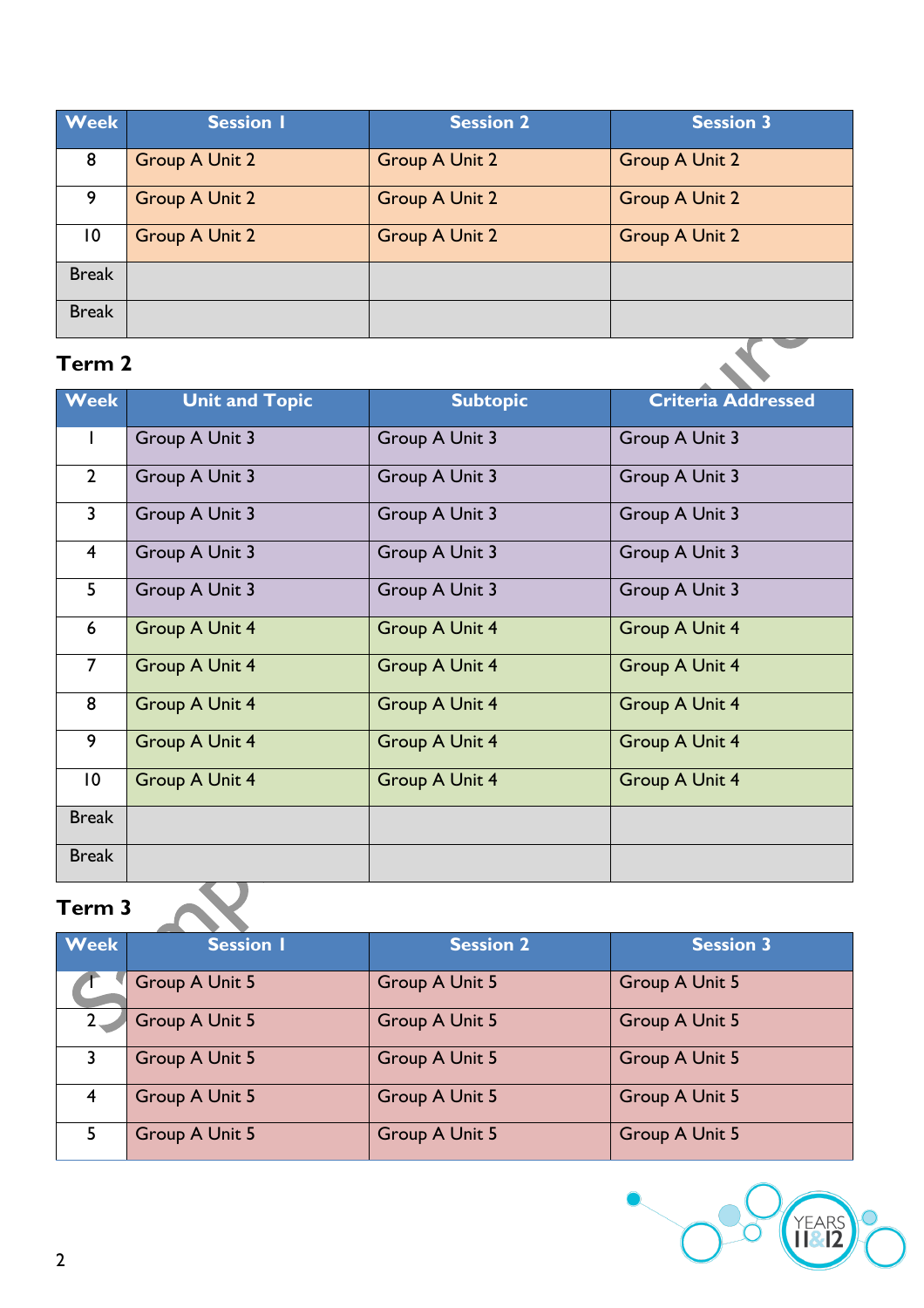| Week | Session 1 | Session 2 | Session 3 |
|---|---|---|---|
| 8 | Group A Unit 2 | Group A Unit 2 | Group A Unit 2 |
| 9 | Group A Unit 2 | Group A Unit 2 | Group A Unit 2 |
| 10 | Group A Unit 2 | Group A Unit 2 | Group A Unit 2 |
| Break | | | |
| Break | | | |

## Term 2

| Week | Unit and Topic | Subtopic | Criteria Addressed |
|---|---|---|---|
| 1 | Group A Unit 3 | Group A Unit 3 | Group A Unit 3 |
| 2 | Group A Unit 3 | Group A Unit 3 | Group A Unit 3 |
| 3 | Group A Unit 3 | Group A Unit 3 | Group A Unit 3 |
| 4 | Group A Unit 3 | Group A Unit 3 | Group A Unit 3 |
| 5 | Group A Unit 3 | Group A Unit 3 | Group A Unit 3 |
| 6 | Group A Unit 4 | Group A Unit 4 | Group A Unit 4 |
| 7 | Group A Unit 4 | Group A Unit 4 | Group A Unit 4 |
| 8 | Group A Unit 4 | Group A Unit 4 | Group A Unit 4 |
| 9 | Group A Unit 4 | Group A Unit 4 | Group A Unit 4 |
| 10 | Group A Unit 4 | Group A Unit 4 | Group A Unit 4 |
| Break | | | |
| Break | | | |

## Term 3

| Week | Session 1 | Session 2 | Session 3 |
|---|---|---|---|
| 1 | Group A Unit 5 | Group A Unit 5 | Group A Unit 5 |
| 2 | Group A Unit 5 | Group A Unit 5 | Group A Unit 5 |
| 3 | Group A Unit 5 | Group A Unit 5 | Group A Unit 5 |
| 4 | Group A Unit 5 | Group A Unit 5 | Group A Unit 5 |
| 5 | Group A Unit 5 | Group A Unit 5 | Group A Unit 5 |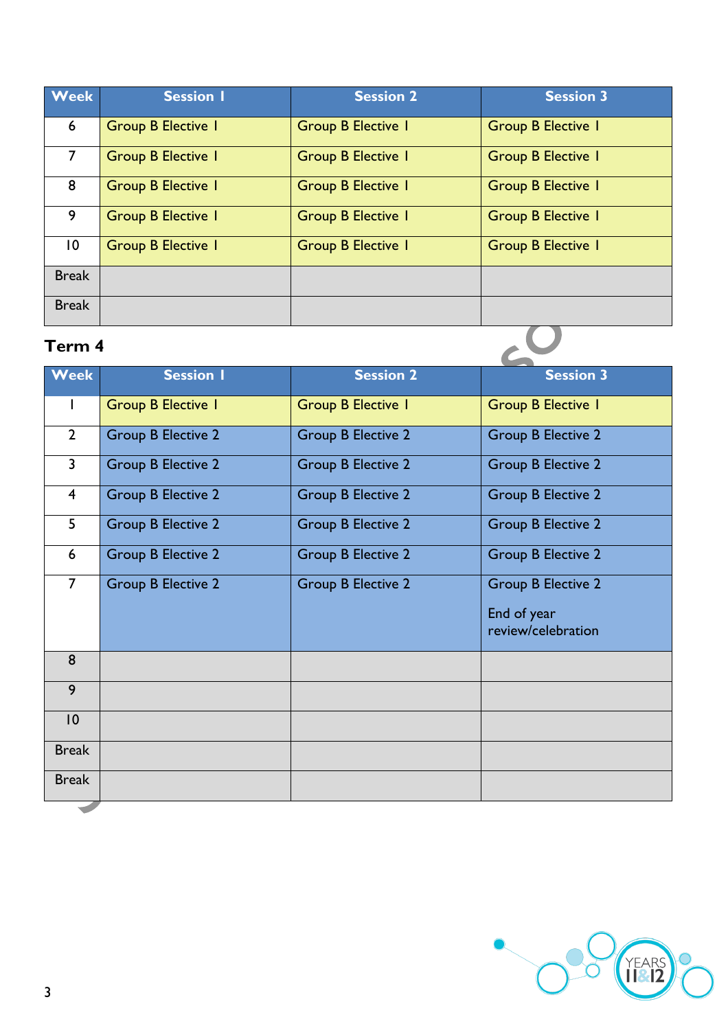| Week | Session 1 | Session 2 | Session 3 |
|---|---|---|---|
| 6 | Group B Elective 1 | Group B Elective 1 | Group B Elective 1 |
| 7 | Group B Elective 1 | Group B Elective 1 | Group B Elective 1 |
| 8 | Group B Elective 1 | Group B Elective 1 | Group B Elective 1 |
| 9 | Group B Elective 1 | Group B Elective 1 | Group B Elective 1 |
| 10 | Group B Elective 1 | Group B Elective 1 | Group B Elective 1 |
| Break | | | |
| Break | | | |

## Term 4

| Week | Session 1 | Session 2 | Session 3 |
|---|---|---|---|
| 1 | Group B Elective 1 | Group B Elective 1 | Group B Elective 1 |
| 2 | Group B Elective 2 | Group B Elective 2 | Group B Elective 2 |
| 3 | Group B Elective 2 | Group B Elective 2 | Group B Elective 2 |
| 4 | Group B Elective 2 | Group B Elective 2 | Group B Elective 2 |
| 5 | Group B Elective 2 | Group B Elective 2 | Group B Elective 2 |
| 6 | Group B Elective 2 | Group B Elective 2 | Group B Elective 2 |
| 7 | Group B Elective 2 | Group B Elective 2 | Group B Elective 2<br><br>End of year review/celebration |
| 8 | | | |
| 9 | | | |
| 10 | | | |
| Break | | | |
| Break | | | |